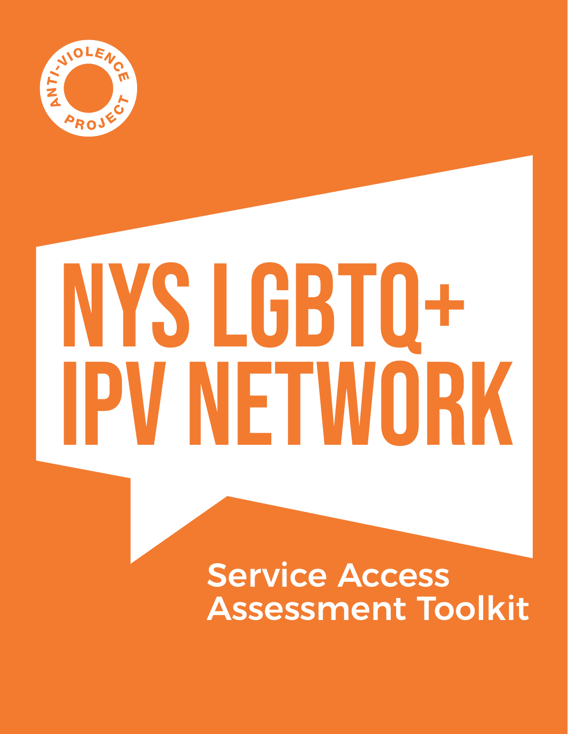ANTI-VIOLENCE PROJECT

# NYS LGBTQ+ IPV NETWORK

## Service Access Assessment Toolkit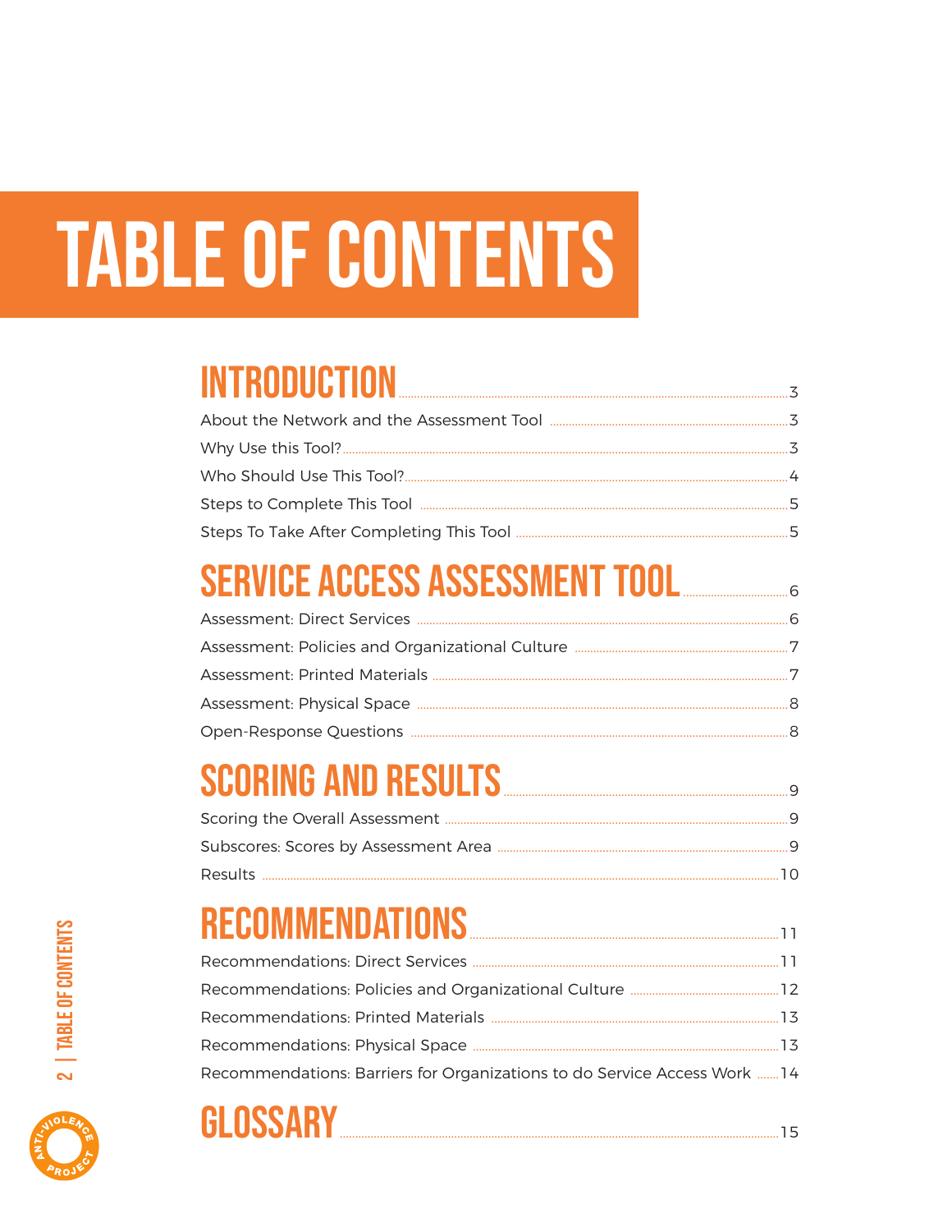# TABLE OF CONTENTS

## INTRODUCTION ........ 3

About the Network and the Assessment Tool ........ 3
Why Use this Tool? ........ 3
Who Should Use This Tool? ........ 4
Steps to Complete This Tool ........ 5
Steps To Take After Completing This Tool ........ 5

## SERVICE ACCESS ASSESSMENT TOOL ........ 6

Assessment: Direct Services ........ 6
Assessment: Policies and Organizational Culture ........ 7
Assessment: Printed Materials ........ 7
Assessment: Physical Space ........ 8
Open-Response Questions ........ 8

## SCORING AND RESULTS ........ 9

Scoring the Overall Assessment ........ 9
Subscores: Scores by Assessment Area ........ 9
Results ........ 10

## RECOMMENDATIONS ........ 11

Recommendations: Direct Services ........ 11
Recommendations: Policies and Organizational Culture ........ 12
Recommendations: Printed Materials ........ 13
Recommendations: Physical Space ........ 13
Recommendations: Barriers for Organizations to do Service Access Work ........ 14

## GLOSSARY ........ 15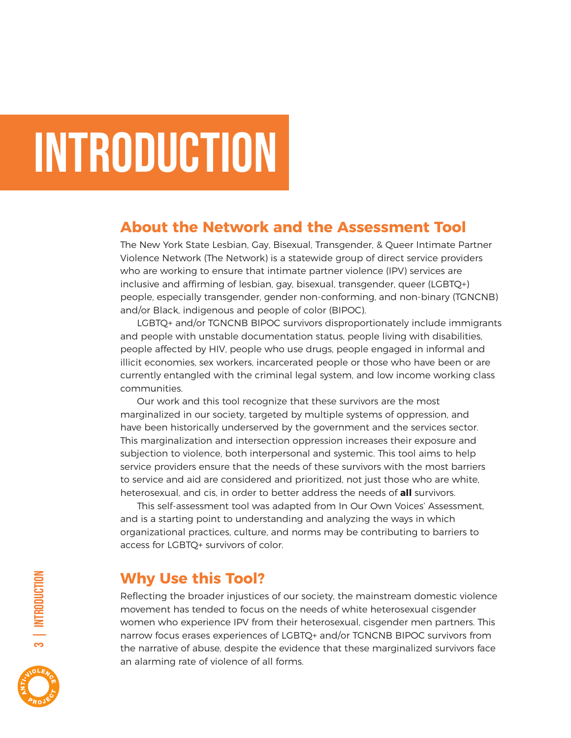# INTRODUCTION

## About the Network and the Assessment Tool

The New York State Lesbian, Gay, Bisexual, Transgender, & Queer Intimate Partner Violence Network (The Network) is a statewide group of direct service providers who are working to ensure that intimate partner violence (IPV) services are inclusive and affirming of lesbian, gay, bisexual, transgender, queer (LGBTQ+) people, especially transgender, gender non-conforming, and non-binary (TGNCNB) and/or Black, indigenous and people of color (BIPOC).

LGBTQ+ and/or TGNCNB BIPOC survivors disproportionately include immigrants and people with unstable documentation status, people living with disabilities, people affected by HIV, people who use drugs, people engaged in informal and illicit economies, sex workers, incarcerated people or those who have been or are currently entangled with the criminal legal system, and low income working class communities.

Our work and this tool recognize that these survivors are the most marginalized in our society, targeted by multiple systems of oppression, and have been historically underserved by the government and the services sector. This marginalization and intersection oppression increases their exposure and subjection to violence, both interpersonal and systemic. This tool aims to help service providers ensure that the needs of these survivors with the most barriers to service and aid are considered and prioritized, not just those who are white, heterosexual, and cis, in order to better address the needs of **all** survivors.

This self-assessment tool was adapted from In Our Own Voices' Assessment, and is a starting point to understanding and analyzing the ways in which organizational practices, culture, and norms may be contributing to barriers to access for LGBTQ+ survivors of color.

## Why Use this Tool?

Reflecting the broader injustices of our society, the mainstream domestic violence movement has tended to focus on the needs of white heterosexual cisgender women who experience IPV from their heterosexual, cisgender men partners. This narrow focus erases experiences of LGBTQ+ and/or TGNCNB BIPOC survivors from the narrative of abuse, despite the evidence that these marginalized survivors face an alarming rate of violence of all forms.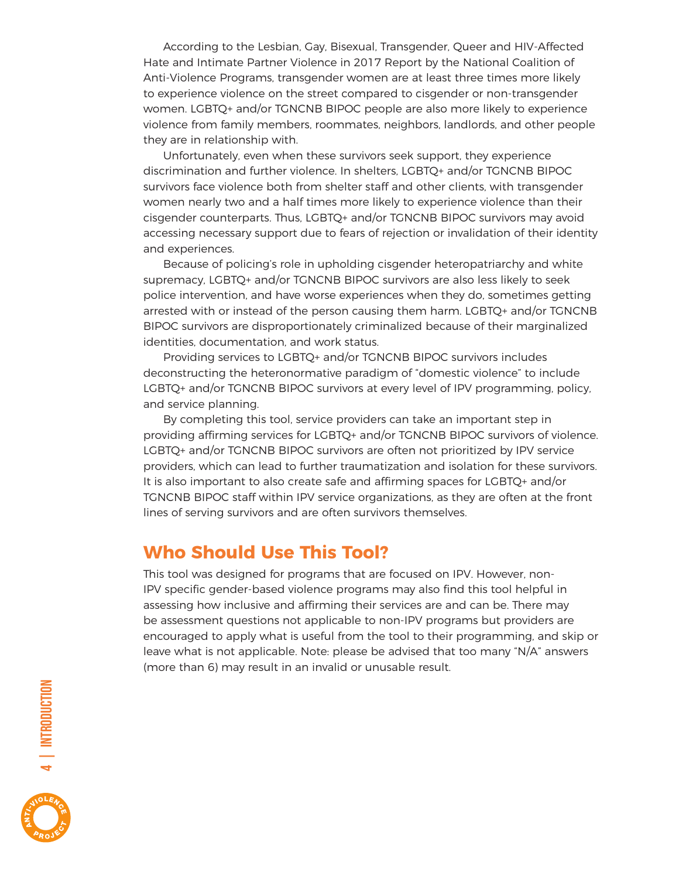According to the Lesbian, Gay, Bisexual, Transgender, Queer and HIV-Affected Hate and Intimate Partner Violence in 2017 Report by the National Coalition of Anti-Violence Programs, transgender women are at least three times more likely to experience violence on the street compared to cisgender or non-transgender women. LGBTQ+ and/or TGNCNB BIPOC people are also more likely to experience violence from family members, roommates, neighbors, landlords, and other people they are in relationship with.

Unfortunately, even when these survivors seek support, they experience discrimination and further violence. In shelters, LGBTQ+ and/or TGNCNB BIPOC survivors face violence both from shelter staff and other clients, with transgender women nearly two and a half times more likely to experience violence than their cisgender counterparts. Thus, LGBTQ+ and/or TGNCNB BIPOC survivors may avoid accessing necessary support due to fears of rejection or invalidation of their identity and experiences.

Because of policing's role in upholding cisgender heteropatriarchy and white supremacy, LGBTQ+ and/or TGNCNB BIPOC survivors are also less likely to seek police intervention, and have worse experiences when they do, sometimes getting arrested with or instead of the person causing them harm. LGBTQ+ and/or TGNCNB BIPOC survivors are disproportionately criminalized because of their marginalized identities, documentation, and work status.

Providing services to LGBTQ+ and/or TGNCNB BIPOC survivors includes deconstructing the heteronormative paradigm of "domestic violence" to include LGBTQ+ and/or TGNCNB BIPOC survivors at every level of IPV programming, policy, and service planning.

By completing this tool, service providers can take an important step in providing affirming services for LGBTQ+ and/or TGNCNB BIPOC survivors of violence. LGBTQ+ and/or TGNCNB BIPOC survivors are often not prioritized by IPV service providers, which can lead to further traumatization and isolation for these survivors. It is also important to also create safe and affirming spaces for LGBTQ+ and/or TGNCNB BIPOC staff within IPV service organizations, as they are often at the front lines of serving survivors and are often survivors themselves.

## Who Should Use This Tool?

This tool was designed for programs that are focused on IPV. However, non-IPV specific gender-based violence programs may also find this tool helpful in assessing how inclusive and affirming their services are and can be. There may be assessment questions not applicable to non-IPV programs but providers are encouraged to apply what is useful from the tool to their programming, and skip or leave what is not applicable. Note: please be advised that too many "N/A" answers (more than 6) may result in an invalid or unusable result.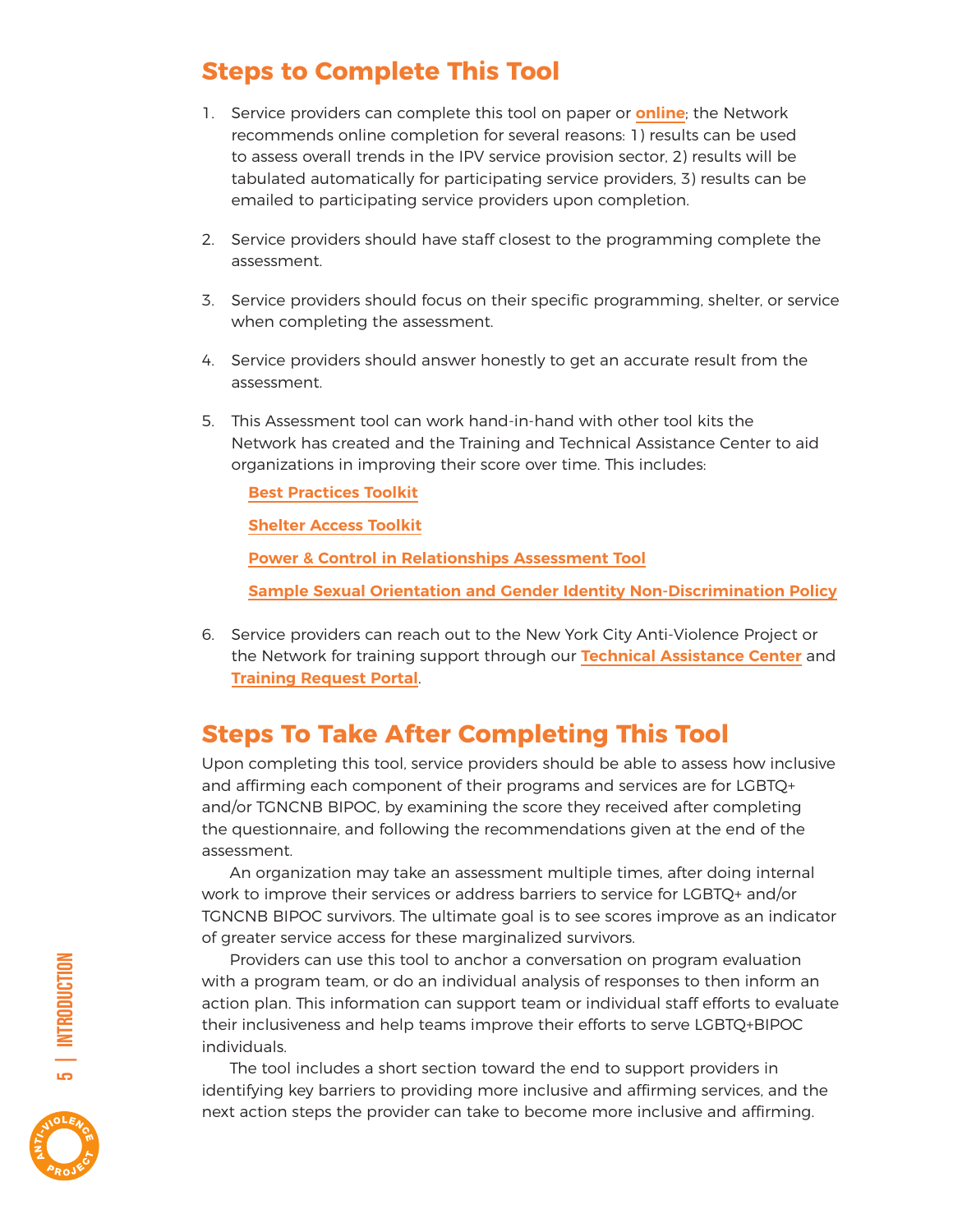## Steps to Complete This Tool

1. Service providers can complete this tool on paper or **online**; the Network recommends online completion for several reasons: 1) results can be used to assess overall trends in the IPV service provision sector, 2) results will be tabulated automatically for participating service providers, 3) results can be emailed to participating service providers upon completion.

2. Service providers should have staff closest to the programming complete the assessment.

3. Service providers should focus on their specific programming, shelter, or service when completing the assessment.

4. Service providers should answer honestly to get an accurate result from the assessment.

5. This Assessment tool can work hand-in-hand with other tool kits the Network has created and the Training and Technical Assistance Center to aid organizations in improving their score over time. This includes:

   **Best Practices Toolkit**

   **Shelter Access Toolkit**

   **Power & Control in Relationships Assessment Tool**

   **Sample Sexual Orientation and Gender Identity Non-Discrimination Policy**

6. Service providers can reach out to the New York City Anti-Violence Project or the Network for training support through our **Technical Assistance Center** and **Training Request Portal**.

## Steps To Take After Completing This Tool

Upon completing this tool, service providers should be able to assess how inclusive and affirming each component of their programs and services are for LGBTQ+ and/or TGNCNB BIPOC, by examining the score they received after completing the questionnaire, and following the recommendations given at the end of the assessment.

An organization may take an assessment multiple times, after doing internal work to improve their services or address barriers to service for LGBTQ+ and/or TGNCNB BIPOC survivors. The ultimate goal is to see scores improve as an indicator of greater service access for these marginalized survivors.

Providers can use this tool to anchor a conversation on program evaluation with a program team, or do an individual analysis of responses to then inform an action plan. This information can support team or individual staff efforts to evaluate their inclusiveness and help teams improve their efforts to serve LGBTQ+BIPOC individuals.

The tool includes a short section toward the end to support providers in identifying key barriers to providing more inclusive and affirming services, and the next action steps the provider can take to become more inclusive and affirming.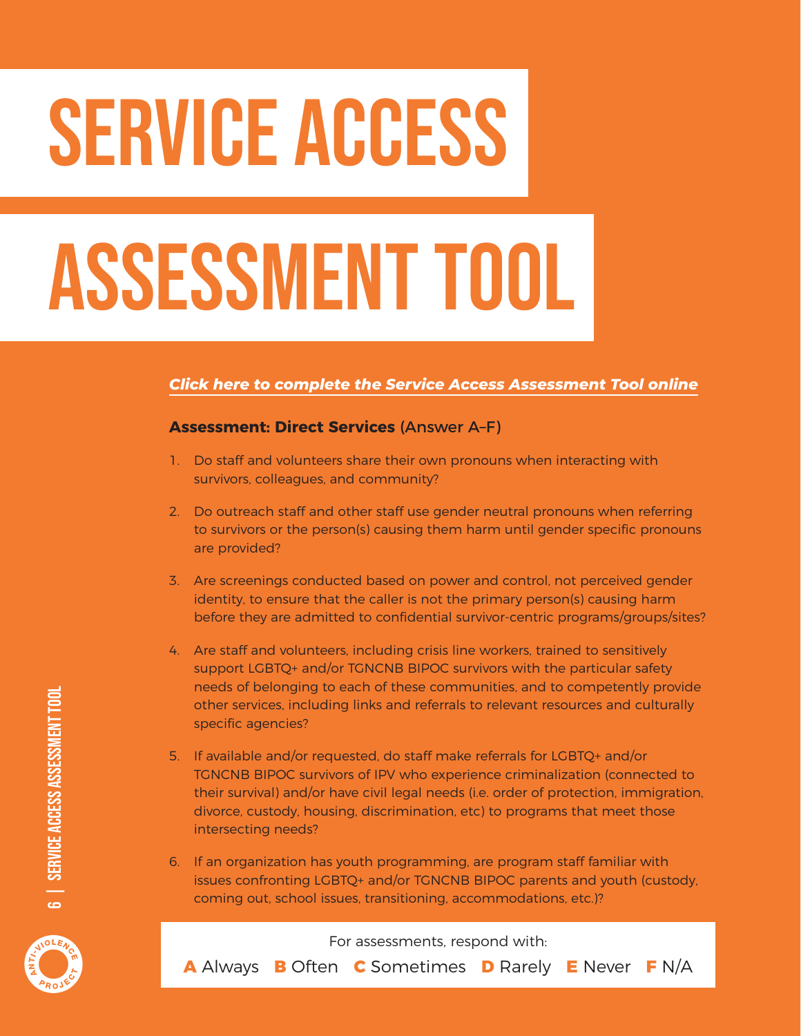# SERVICE ACCESS ASSESSMENT TOOL

***Click here to complete the Service Access Assessment Tool online***

**Assessment: Direct Services** (Answer A–F)

1. Do staff and volunteers share their own pronouns when interacting with survivors, colleagues, and community?

2. Do outreach staff and other staff use gender neutral pronouns when referring to survivors or the person(s) causing them harm until gender specific pronouns are provided?

3. Are screenings conducted based on power and control, not perceived gender identity, to ensure that the caller is not the primary person(s) causing harm before they are admitted to confidential survivor-centric programs/groups/sites?

4. Are staff and volunteers, including crisis line workers, trained to sensitively support LGBTQ+ and/or TGNCNB BIPOC survivors with the particular safety needs of belonging to each of these communities, and to competently provide other services, including links and referrals to relevant resources and culturally specific agencies?

5. If available and/or requested, do staff make referrals for LGBTQ+ and/or TGNCNB BIPOC survivors of IPV who experience criminalization (connected to their survival) and/or have civil legal needs (i.e. order of protection, immigration, divorce, custody, housing, discrimination, etc) to programs that meet those intersecting needs?

6. If an organization has youth programming, are program staff familiar with issues confronting LGBTQ+ and/or TGNCNB BIPOC parents and youth (custody, coming out, school issues, transitioning, accommodations, etc.)?

For assessments, respond with:

**A** Always **B** Often **C** Sometimes **D** Rarely **E** Never **F** N/A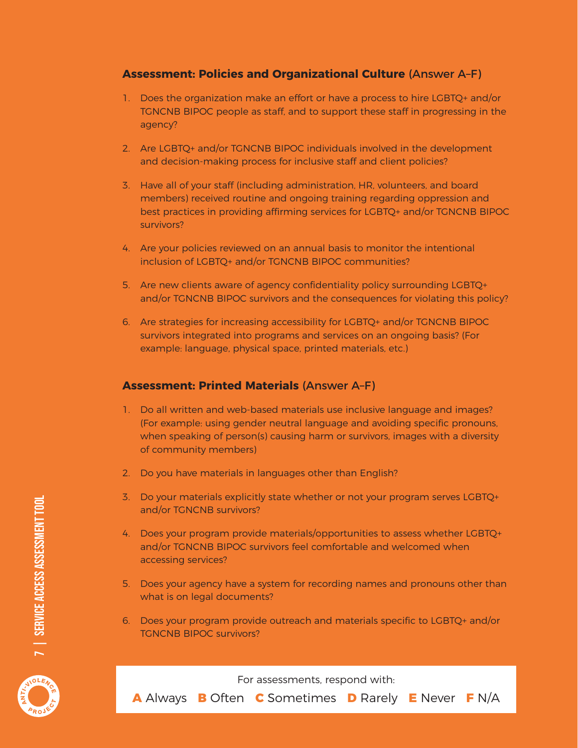## **Assessment: Policies and Organizational Culture** (Answer A–F)

1. Does the organization make an effort or have a process to hire LGBTQ+ and/or TGNCNB BIPOC people as staff, and to support these staff in progressing in the agency?
2. Are LGBTQ+ and/or TGNCNB BIPOC individuals involved in the development and decision-making process for inclusive staff and client policies?
3. Have all of your staff (including administration, HR, volunteers, and board members) received routine and ongoing training regarding oppression and best practices in providing affirming services for LGBTQ+ and/or TGNCNB BIPOC survivors?
4. Are your policies reviewed on an annual basis to monitor the intentional inclusion of LGBTQ+ and/or TGNCNB BIPOC communities?
5. Are new clients aware of agency confidentiality policy surrounding LGBTQ+ and/or TGNCNB BIPOC survivors and the consequences for violating this policy?
6. Are strategies for increasing accessibility for LGBTQ+ and/or TGNCNB BIPOC survivors integrated into programs and services on an ongoing basis? (For example: language, physical space, printed materials, etc.)

## **Assessment: Printed Materials** (Answer A–F)

1. Do all written and web-based materials use inclusive language and images? (For example: using gender neutral language and avoiding specific pronouns, when speaking of person(s) causing harm or survivors, images with a diversity of community members)
2. Do you have materials in languages other than English?
3. Do your materials explicitly state whether or not your program serves LGBTQ+ and/or TGNCNB survivors?
4. Does your program provide materials/opportunities to assess whether LGBTQ+ and/or TGNCNB BIPOC survivors feel comfortable and welcomed when accessing services?
5. Does your agency have a system for recording names and pronouns other than what is on legal documents?
6. Does your program provide outreach and materials specific to LGBTQ+ and/or TGNCNB BIPOC survivors?

For assessments, respond with:

**A** Always **B** Often **C** Sometimes **D** Rarely **E** Never **F** N/A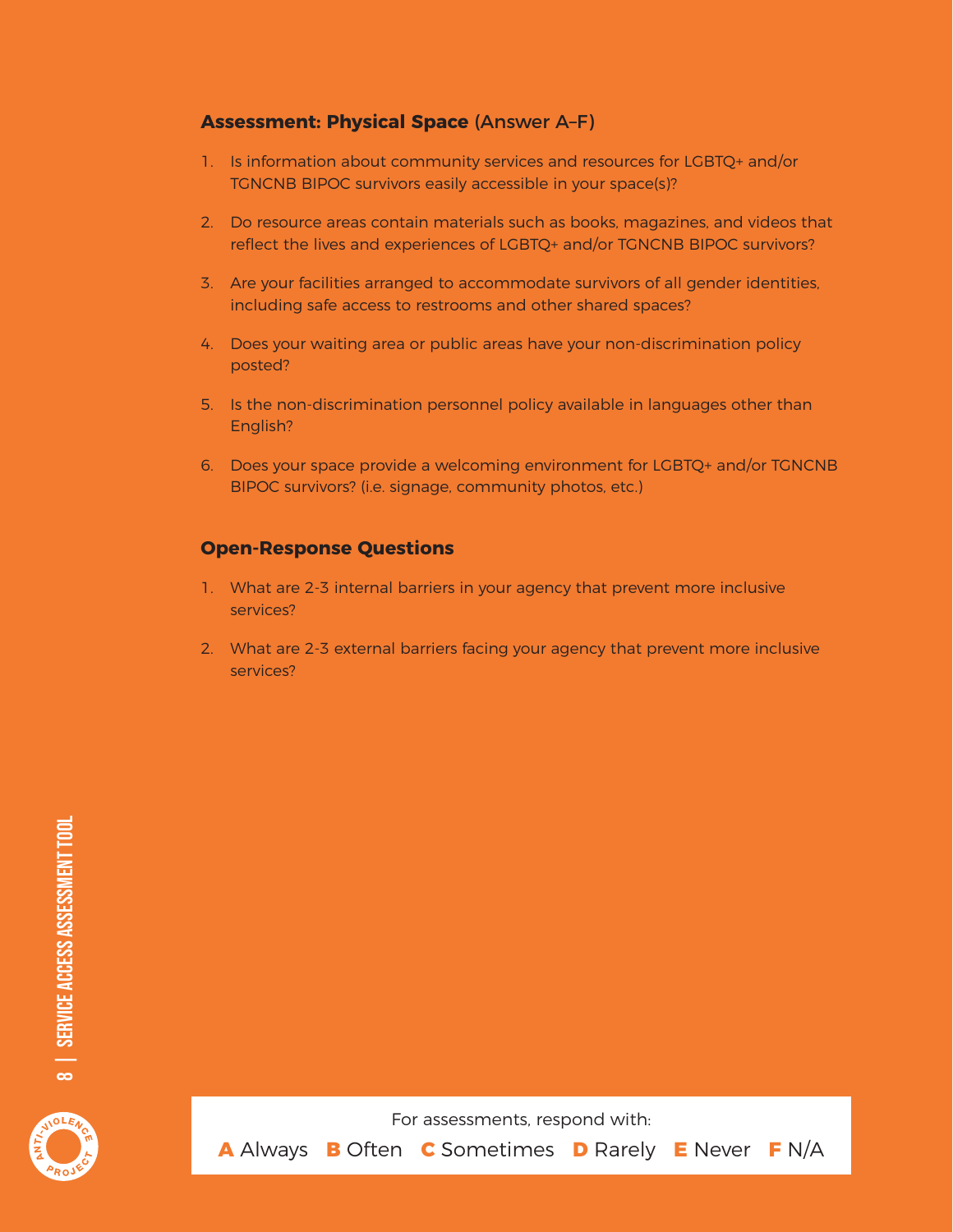### Assessment: Physical Space (Answer A–F)

1. Is information about community services and resources for LGBTQ+ and/or TGNCNB BIPOC survivors easily accessible in your space(s)?
2. Do resource areas contain materials such as books, magazines, and videos that reflect the lives and experiences of LGBTQ+ and/or TGNCNB BIPOC survivors?
3. Are your facilities arranged to accommodate survivors of all gender identities, including safe access to restrooms and other shared spaces?
4. Does your waiting area or public areas have your non-discrimination policy posted?
5. Is the non-discrimination personnel policy available in languages other than English?
6. Does your space provide a welcoming environment for LGBTQ+ and/or TGNCNB BIPOC survivors? (i.e. signage, community photos, etc.)

### Open-Response Questions

1. What are 2-3 internal barriers in your agency that prevent more inclusive services?
2. What are 2-3 external barriers facing your agency that prevent more inclusive services?

For assessments, respond with:

**A** Always **B** Often **C** Sometimes **D** Rarely **E** Never **F** N/A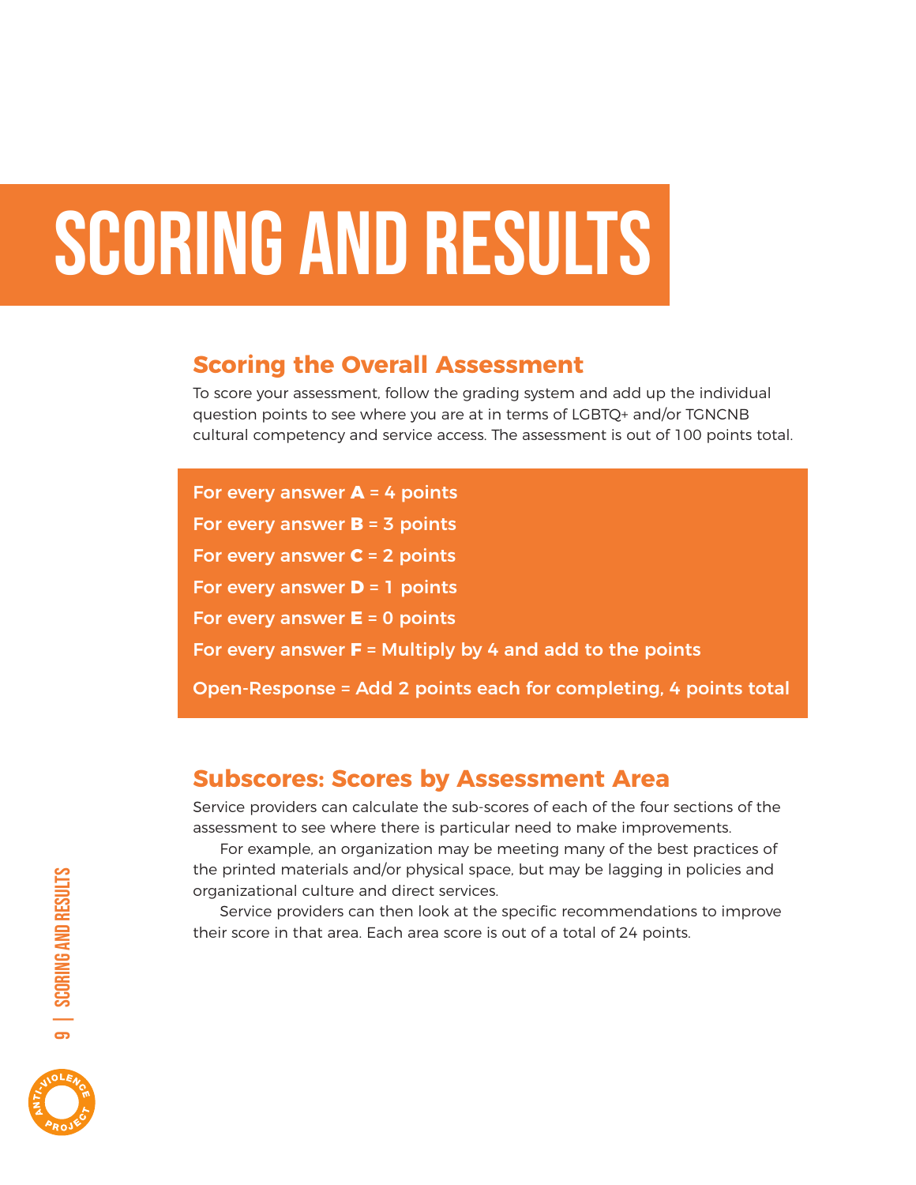# SCORING AND RESULTS

## Scoring the Overall Assessment

To score your assessment, follow the grading system and add up the individual question points to see where you are at in terms of LGBTQ+ and/or TGNCNB cultural competency and service access. The assessment is out of 100 points total.

For every answer **A** = 4 points

For every answer **B** = 3 points

For every answer **C** = 2 points

For every answer **D** = 1 points

For every answer **E** = 0 points

For every answer **F** = Multiply by 4 and add to the points

Open-Response = Add 2 points each for completing, 4 points total

## Subscores: Scores by Assessment Area

Service providers can calculate the sub-scores of each of the four sections of the assessment to see where there is particular need to make improvements.

For example, an organization may be meeting many of the best practices of the printed materials and/or physical space, but may be lagging in policies and organizational culture and direct services.

Service providers can then look at the specific recommendations to improve their score in that area. Each area score is out of a total of 24 points.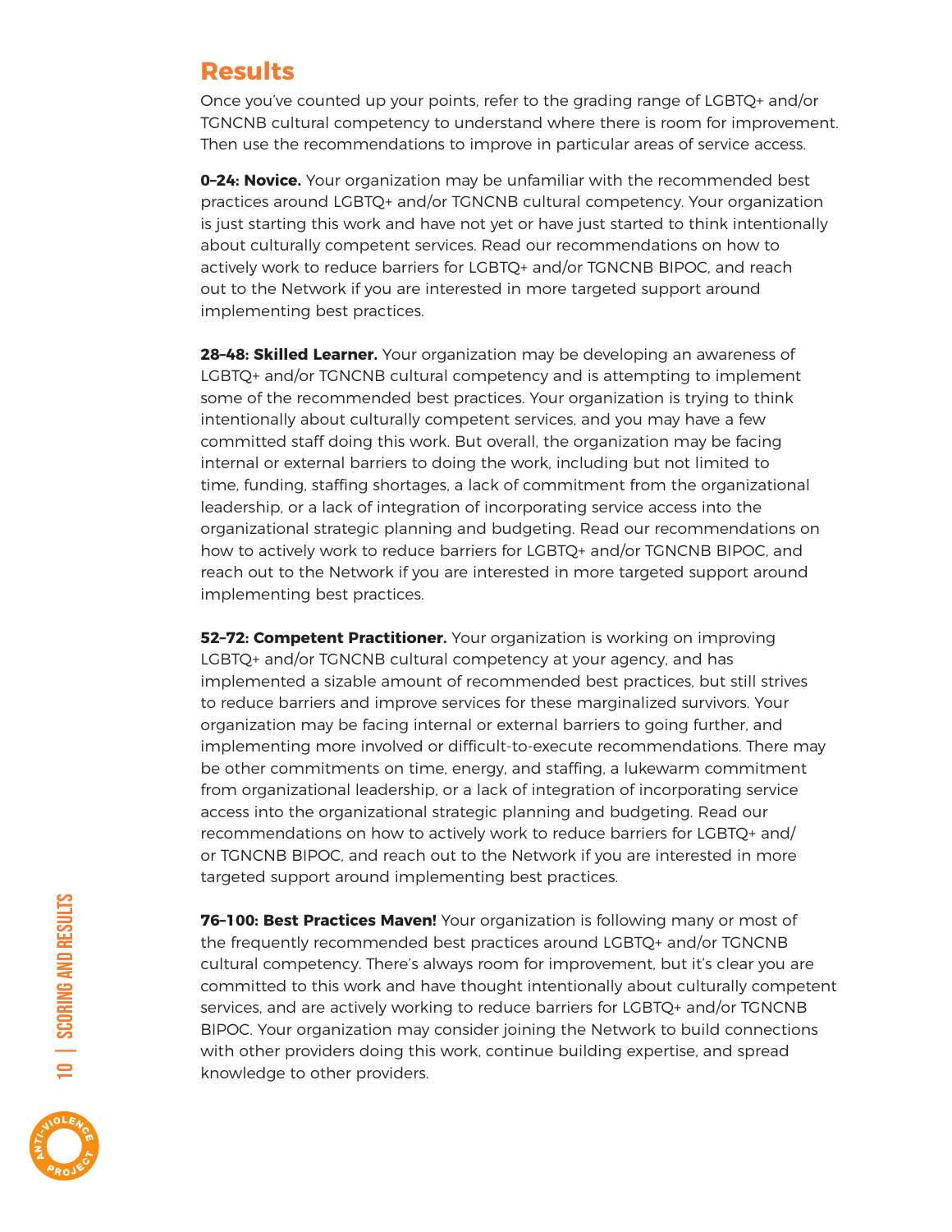## Results

Once you've counted up your points, refer to the grading range of LGBTQ+ and/or TGNCNB cultural competency to understand where there is room for improvement. Then use the recommendations to improve in particular areas of service access.

**0–24: Novice.** Your organization may be unfamiliar with the recommended best practices around LGBTQ+ and/or TGNCNB cultural competency. Your organization is just starting this work and have not yet or have just started to think intentionally about culturally competent services. Read our recommendations on how to actively work to reduce barriers for LGBTQ+ and/or TGNCNB BIPOC, and reach out to the Network if you are interested in more targeted support around implementing best practices.

**28–48: Skilled Learner.** Your organization may be developing an awareness of LGBTQ+ and/or TGNCNB cultural competency and is attempting to implement some of the recommended best practices. Your organization is trying to think intentionally about culturally competent services, and you may have a few committed staff doing this work. But overall, the organization may be facing internal or external barriers to doing the work, including but not limited to time, funding, staffing shortages, a lack of commitment from the organizational leadership, or a lack of integration of incorporating service access into the organizational strategic planning and budgeting. Read our recommendations on how to actively work to reduce barriers for LGBTQ+ and/or TGNCNB BIPOC, and reach out to the Network if you are interested in more targeted support around implementing best practices.

**52–72: Competent Practitioner.** Your organization is working on improving LGBTQ+ and/or TGNCNB cultural competency at your agency, and has implemented a sizable amount of recommended best practices, but still strives to reduce barriers and improve services for these marginalized survivors. Your organization may be facing internal or external barriers to going further, and implementing more involved or difficult-to-execute recommendations. There may be other commitments on time, energy, and staffing, a lukewarm commitment from organizational leadership, or a lack of integration of incorporating service access into the organizational strategic planning and budgeting. Read our recommendations on how to actively work to reduce barriers for LGBTQ+ and/or TGNCNB BIPOC, and reach out to the Network if you are interested in more targeted support around implementing best practices.

**76–100: Best Practices Maven!** Your organization is following many or most of the frequently recommended best practices around LGBTQ+ and/or TGNCNB cultural competency. There's always room for improvement, but it's clear you are committed to this work and have thought intentionally about culturally competent services, and are actively working to reduce barriers for LGBTQ+ and/or TGNCNB BIPOC. Your organization may consider joining the Network to build connections with other providers doing this work, continue building expertise, and spread knowledge to other providers.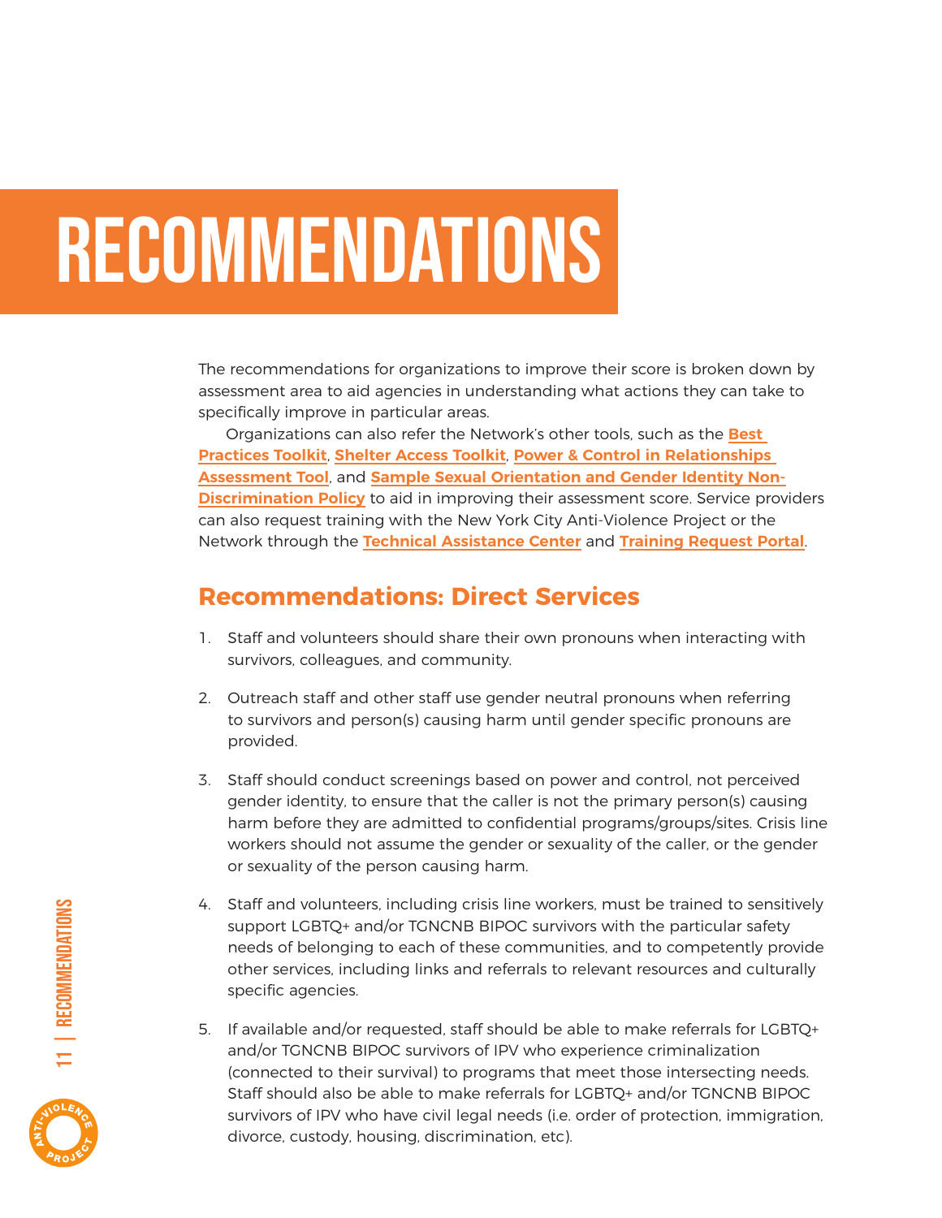# RECOMMENDATIONS

The recommendations for organizations to improve their score is broken down by assessment area to aid agencies in understanding what actions they can take to specifically improve in particular areas.

Organizations can also refer the Network's other tools, such as the **Best Practices Toolkit**, **Shelter Access Toolkit**, **Power & Control in Relationships Assessment Tool**, and **Sample Sexual Orientation and Gender Identity Non-Discrimination Policy** to aid in improving their assessment score. Service providers can also request training with the New York City Anti-Violence Project or the Network through the **Technical Assistance Center** and **Training Request Portal**.

## Recommendations: Direct Services

1. Staff and volunteers should share their own pronouns when interacting with survivors, colleagues, and community.

2. Outreach staff and other staff use gender neutral pronouns when referring to survivors and person(s) causing harm until gender specific pronouns are provided.

3. Staff should conduct screenings based on power and control, not perceived gender identity, to ensure that the caller is not the primary person(s) causing harm before they are admitted to confidential programs/groups/sites. Crisis line workers should not assume the gender or sexuality of the caller, or the gender or sexuality of the person causing harm.

4. Staff and volunteers, including crisis line workers, must be trained to sensitively support LGBTQ+ and/or TGNCNB BIPOC survivors with the particular safety needs of belonging to each of these communities, and to competently provide other services, including links and referrals to relevant resources and culturally specific agencies.

5. If available and/or requested, staff should be able to make referrals for LGBTQ+ and/or TGNCNB BIPOC survivors of IPV who experience criminalization (connected to their survival) to programs that meet those intersecting needs. Staff should also be able to make referrals for LGBTQ+ and/or TGNCNB BIPOC survivors of IPV who have civil legal needs (i.e. order of protection, immigration, divorce, custody, housing, discrimination, etc).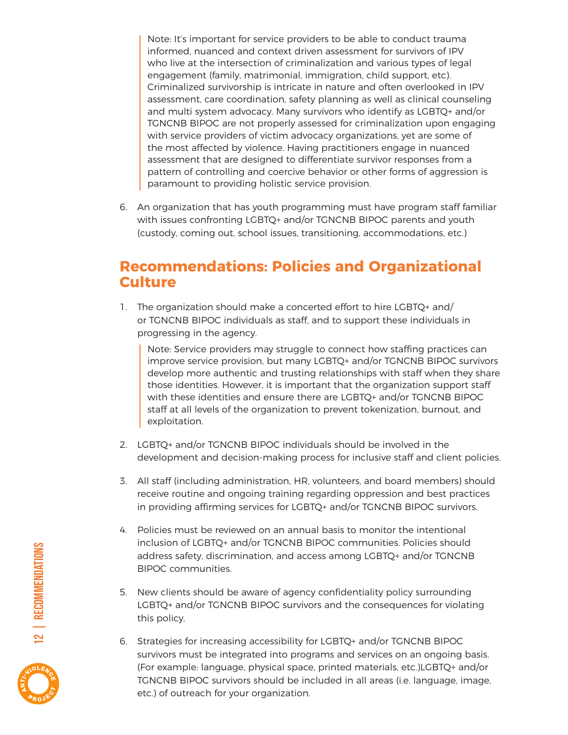> Note: It's important for service providers to be able to conduct trauma informed, nuanced and context driven assessment for survivors of IPV who live at the intersection of criminalization and various types of legal engagement (family, matrimonial, immigration, child support, etc). Criminalized survivorship is intricate in nature and often overlooked in IPV assessment, care coordination, safety planning as well as clinical counseling and multi system advocacy. Many survivors who identify as LGBTQ+ and/or TGNCNB BIPOC are not properly assessed for criminalization upon engaging with service providers of victim advocacy organizations, yet are some of the most affected by violence. Having practitioners engage in nuanced assessment that are designed to differentiate survivor responses from a pattern of controlling and coercive behavior or other forms of aggression is paramount to providing holistic service provision.

6. An organization that has youth programming must have program staff familiar with issues confronting LGBTQ+ and/or TGNCNB BIPOC parents and youth (custody, coming out, school issues, transitioning, accommodations, etc.)

## Recommendations: Policies and Organizational Culture

1. The organization should make a concerted effort to hire LGBTQ+ and/or TGNCNB BIPOC individuals as staff, and to support these individuals in progressing in the agency.

   > Note: Service providers may struggle to connect how staffing practices can improve service provision, but many LGBTQ+ and/or TGNCNB BIPOC survivors develop more authentic and trusting relationships with staff when they share those identities. However, it is important that the organization support staff with these identities and ensure there are LGBTQ+ and/or TGNCNB BIPOC staff at all levels of the organization to prevent tokenization, burnout, and exploitation.

2. LGBTQ+ and/or TGNCNB BIPOC individuals should be involved in the development and decision-making process for inclusive staff and client policies.

3. All staff (including administration, HR, volunteers, and board members) should receive routine and ongoing training regarding oppression and best practices in providing affirming services for LGBTQ+ and/or TGNCNB BIPOC survivors.

4. Policies must be reviewed on an annual basis to monitor the intentional inclusion of LGBTQ+ and/or TGNCNB BIPOC communities. Policies should address safety, discrimination, and access among LGBTQ+ and/or TGNCNB BIPOC communities.

5. New clients should be aware of agency confidentiality policy surrounding LGBTQ+ and/or TGNCNB BIPOC survivors and the consequences for violating this policy.

6. Strategies for increasing accessibility for LGBTQ+ and/or TGNCNB BIPOC survivors must be integrated into programs and services on an ongoing basis. (For example: language, physical space, printed materials, etc.)LGBTQ+ and/or TGNCNB BIPOC survivors should be included in all areas (i.e. language, image, etc.) of outreach for your organization.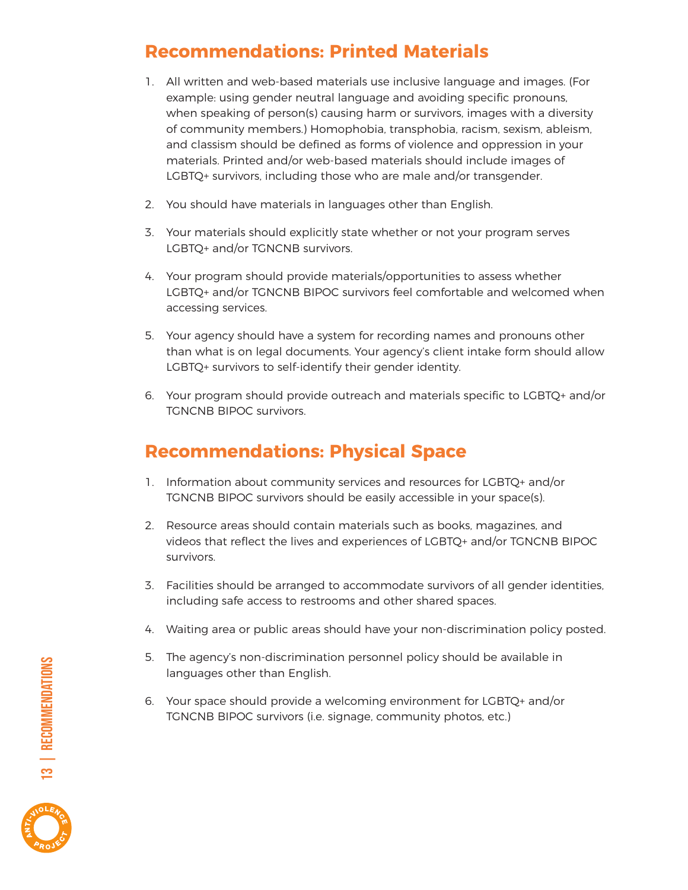## Recommendations: Printed Materials

1. All written and web-based materials use inclusive language and images. (For example: using gender neutral language and avoiding specific pronouns, when speaking of person(s) causing harm or survivors, images with a diversity of community members.) Homophobia, transphobia, racism, sexism, ableism, and classism should be defined as forms of violence and oppression in your materials. Printed and/or web-based materials should include images of LGBTQ+ survivors, including those who are male and/or transgender.

2. You should have materials in languages other than English.

3. Your materials should explicitly state whether or not your program serves LGBTQ+ and/or TGNCNB survivors.

4. Your program should provide materials/opportunities to assess whether LGBTQ+ and/or TGNCNB BIPOC survivors feel comfortable and welcomed when accessing services.

5. Your agency should have a system for recording names and pronouns other than what is on legal documents. Your agency's client intake form should allow LGBTQ+ survivors to self-identify their gender identity.

6. Your program should provide outreach and materials specific to LGBTQ+ and/or TGNCNB BIPOC survivors.

## Recommendations: Physical Space

1. Information about community services and resources for LGBTQ+ and/or TGNCNB BIPOC survivors should be easily accessible in your space(s).

2. Resource areas should contain materials such as books, magazines, and videos that reflect the lives and experiences of LGBTQ+ and/or TGNCNB BIPOC survivors.

3. Facilities should be arranged to accommodate survivors of all gender identities, including safe access to restrooms and other shared spaces.

4. Waiting area or public areas should have your non-discrimination policy posted.

5. The agency's non-discrimination personnel policy should be available in languages other than English.

6. Your space should provide a welcoming environment for LGBTQ+ and/or TGNCNB BIPOC survivors (i.e. signage, community photos, etc.)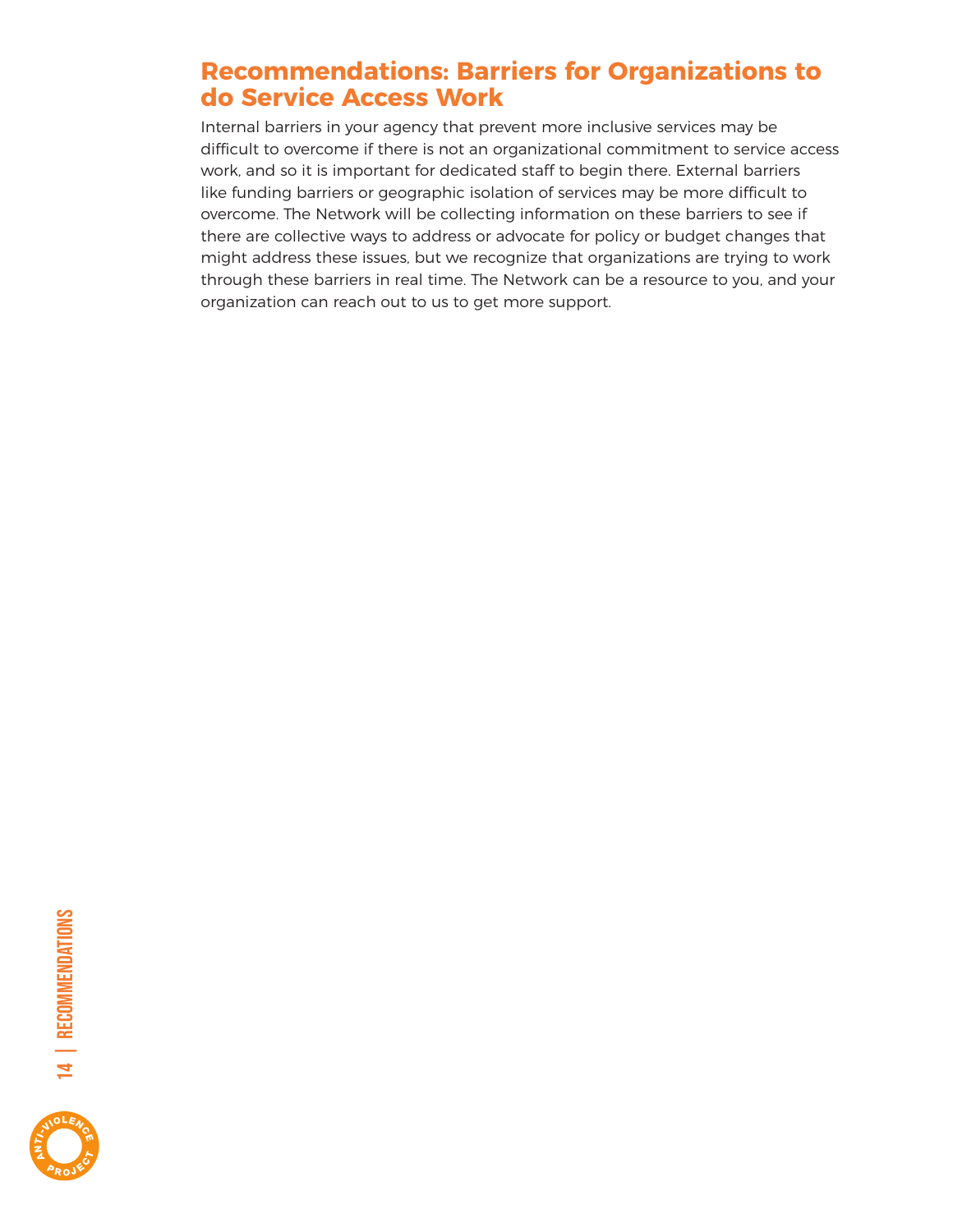## Recommendations: Barriers for Organizations to do Service Access Work

Internal barriers in your agency that prevent more inclusive services may be difficult to overcome if there is not an organizational commitment to service access work, and so it is important for dedicated staff to begin there. External barriers like funding barriers or geographic isolation of services may be more difficult to overcome. The Network will be collecting information on these barriers to see if there are collective ways to address or advocate for policy or budget changes that might address these issues, but we recognize that organizations are trying to work through these barriers in real time. The Network can be a resource to you, and your organization can reach out to us to get more support.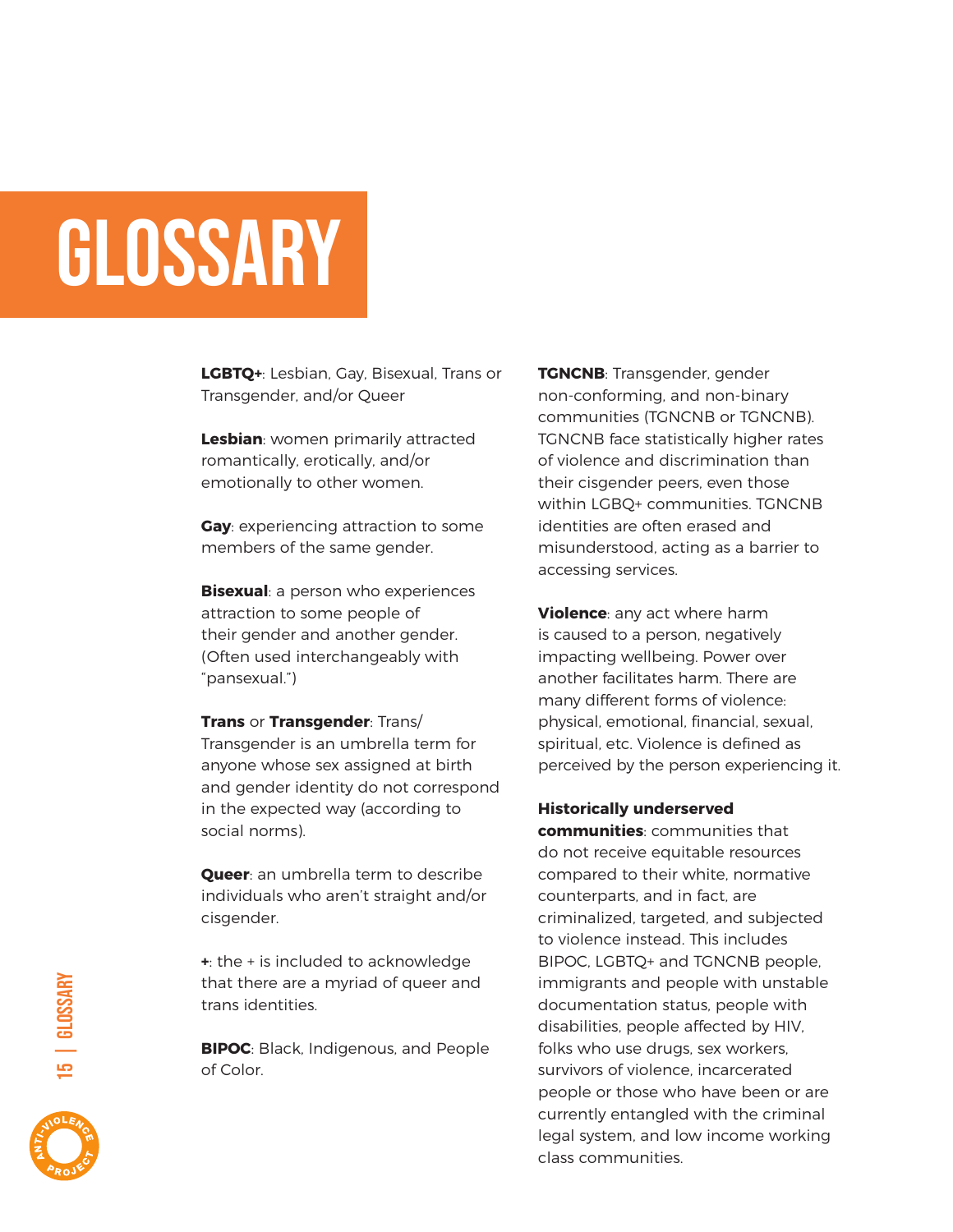# GLOSSARY

**LGBTQ+**: Lesbian, Gay, Bisexual, Trans or Transgender, and/or Queer

**Lesbian**: women primarily attracted romantically, erotically, and/or emotionally to other women.

**Gay**: experiencing attraction to some members of the same gender.

**Bisexual**: a person who experiences attraction to some people of their gender and another gender. (Often used interchangeably with "pansexual.")

**Trans** or **Transgender**: Trans/Transgender is an umbrella term for anyone whose sex assigned at birth and gender identity do not correspond in the expected way (according to social norms).

**Queer**: an umbrella term to describe individuals who aren't straight and/or cisgender.

**+**: the + is included to acknowledge that there are a myriad of queer and trans identities.

**BIPOC**: Black, Indigenous, and People of Color.

**TGNCNB**: Transgender, gender non-conforming, and non-binary communities (TGNCNB or TGNCNB). TGNCNB face statistically higher rates of violence and discrimination than their cisgender peers, even those within LGBQ+ communities. TGNCNB identities are often erased and misunderstood, acting as a barrier to accessing services.

**Violence**: any act where harm is caused to a person, negatively impacting wellbeing. Power over another facilitates harm. There are many different forms of violence: physical, emotional, financial, sexual, spiritual, etc. Violence is defined as perceived by the person experiencing it.

**Historically underserved communities**: communities that do not receive equitable resources compared to their white, normative counterparts, and in fact, are criminalized, targeted, and subjected to violence instead. This includes BIPOC, LGBTQ+ and TGNCNB people, immigrants and people with unstable documentation status, people with disabilities, people affected by HIV, folks who use drugs, sex workers, survivors of violence, incarcerated people or those who have been or are currently entangled with the criminal legal system, and low income working class communities.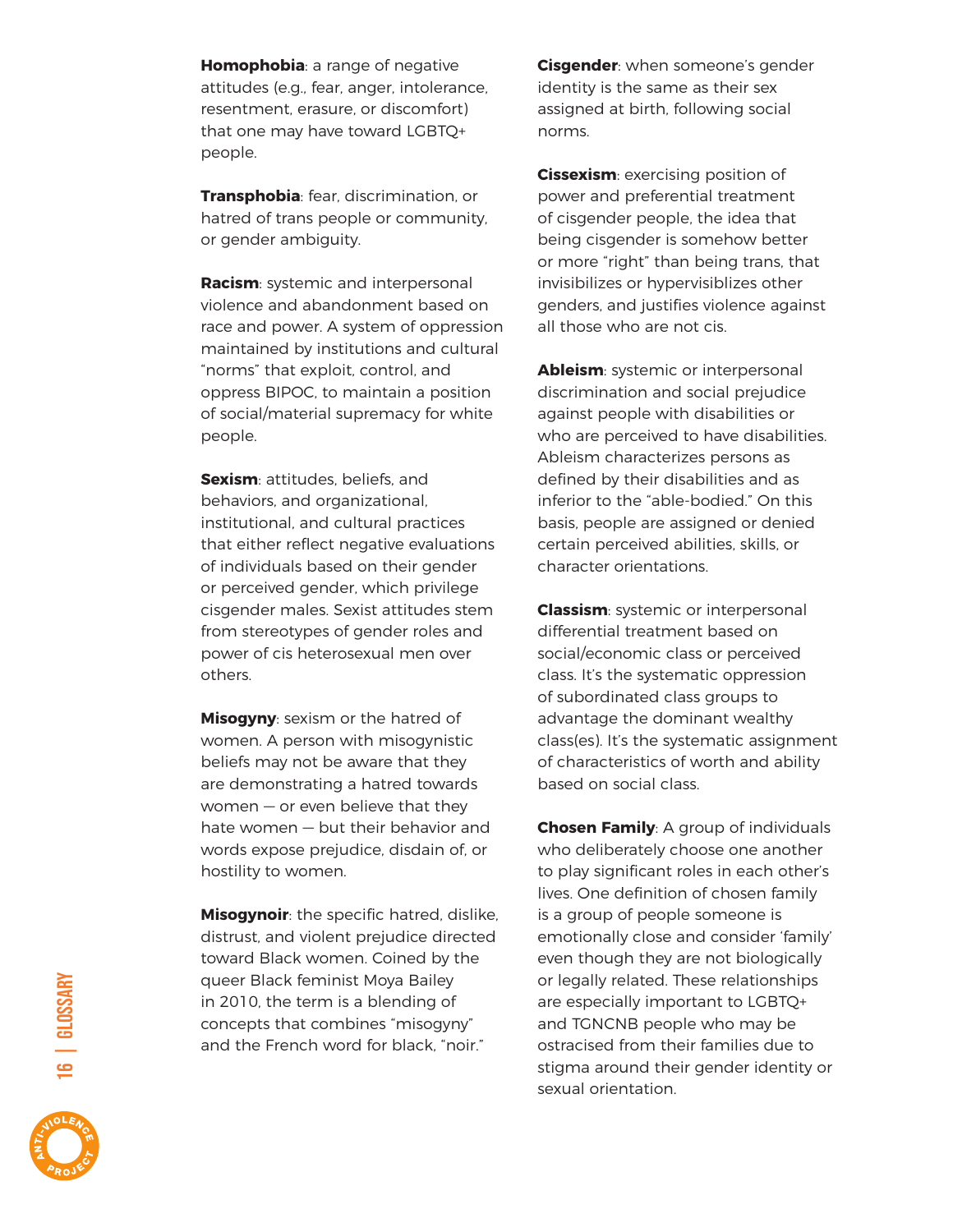**Homophobia**: a range of negative attitudes (e.g., fear, anger, intolerance, resentment, erasure, or discomfort) that one may have toward LGBTQ+ people.

**Transphobia**: fear, discrimination, or hatred of trans people or community, or gender ambiguity.

**Racism**: systemic and interpersonal violence and abandonment based on race and power. A system of oppression maintained by institutions and cultural "norms" that exploit, control, and oppress BIPOC, to maintain a position of social/material supremacy for white people.

**Sexism**: attitudes, beliefs, and behaviors, and organizational, institutional, and cultural practices that either reflect negative evaluations of individuals based on their gender or perceived gender, which privilege cisgender males. Sexist attitudes stem from stereotypes of gender roles and power of cis heterosexual men over others.

**Misogyny**: sexism or the hatred of women. A person with misogynistic beliefs may not be aware that they are demonstrating a hatred towards women — or even believe that they hate women — but their behavior and words expose prejudice, disdain of, or hostility to women.

**Misogynoir**: the specific hatred, dislike, distrust, and violent prejudice directed toward Black women. Coined by the queer Black feminist Moya Bailey in 2010, the term is a blending of concepts that combines "misogyny" and the French word for black, "noir."

**Cisgender**: when someone's gender identity is the same as their sex assigned at birth, following social norms.

**Cissexism**: exercising position of power and preferential treatment of cisgender people, the idea that being cisgender is somehow better or more "right" than being trans, that invisibilizes or hypervisiblizes other genders, and justifies violence against all those who are not cis.

**Ableism**: systemic or interpersonal discrimination and social prejudice against people with disabilities or who are perceived to have disabilities. Ableism characterizes persons as defined by their disabilities and as inferior to the "able-bodied." On this basis, people are assigned or denied certain perceived abilities, skills, or character orientations.

**Classism**: systemic or interpersonal differential treatment based on social/economic class or perceived class. It's the systematic oppression of subordinated class groups to advantage the dominant wealthy class(es). It's the systematic assignment of characteristics of worth and ability based on social class.

**Chosen Family**: A group of individuals who deliberately choose one another to play significant roles in each other's lives. One definition of chosen family is a group of people someone is emotionally close and consider 'family' even though they are not biologically or legally related. These relationships are especially important to LGBTQ+ and TGNCNB people who may be ostracised from their families due to stigma around their gender identity or sexual orientation.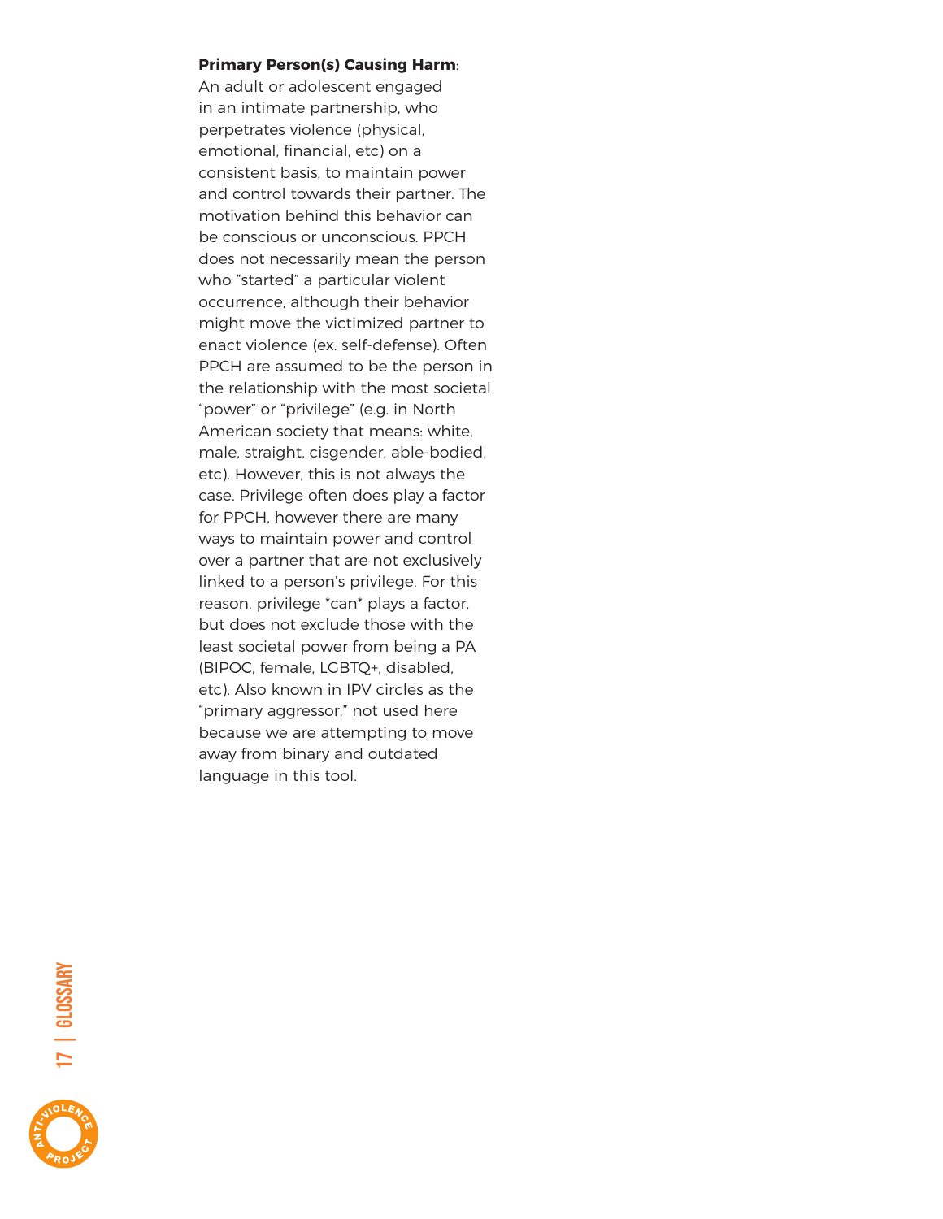**Primary Person(s) Causing Harm**: An adult or adolescent engaged in an intimate partnership, who perpetrates violence (physical, emotional, financial, etc) on a consistent basis, to maintain power and control towards their partner. The motivation behind this behavior can be conscious or unconscious. PPCH does not necessarily mean the person who "started" a particular violent occurrence, although their behavior might move the victimized partner to enact violence (ex. self-defense). Often PPCH are assumed to be the person in the relationship with the most societal "power" or "privilege" (e.g. in North American society that means: white, male, straight, cisgender, able-bodied, etc). However, this is not always the case. Privilege often does play a factor for PPCH, however there are many ways to maintain power and control over a partner that are not exclusively linked to a person's privilege. For this reason, privilege *can* plays a factor, but does not exclude those with the least societal power from being a PA (BIPOC, female, LGBTQ+, disabled, etc). Also known in IPV circles as the "primary aggressor," not used here because we are attempting to move away from binary and outdated language in this tool.